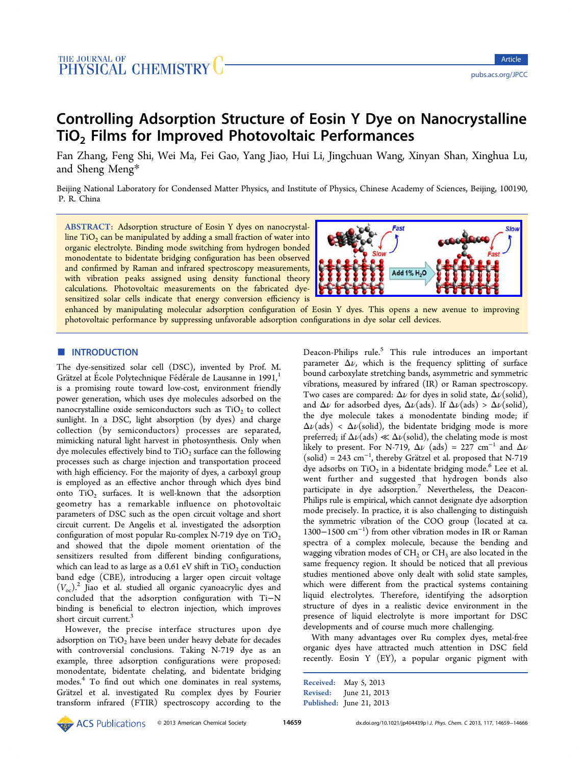# Controlling Adsorption Structure of Eosin Y Dye on Nanocrystalline $TiO_2$ Films for Improved Photovoltaic Performances

Fan Zhang, Feng Shi, Wei Ma, Fei Gao, Yang Jiao, Hui Li, Jingchuan Wang, Xinyan Shan, Xinghua Lu, and Sheng Meng*

Beijing National Laboratory for Condensed Matter Physics, and Institute of Physics, Chinese Academy of Sciences, Beijing, 100190, P. R. China

**ABSTRACT:** Adsorption structure of Eosin Y dyes on nanocrystalline $TiO_2$ can be manipulated by adding a small fraction of water into organic electrolyte. Binding mode switching from hydrogen bonded monodentate to bidentate bridging configuration has been observed and confirmed by Raman and infrared spectroscopy measurements, with vibration peaks assigned using density functional theory calculations. Photovoltaic measurements on the fabricated dye-sensitized solar cells indicate that energy conversion efficiency is enhanced by manipulating molecular adsorption configuration of Eosin Y dyes. This opens a new avenue to improving photovoltaic performance by suppressing unfavorable adsorption configurations in dye solar cell devices.

## ■ INTRODUCTION

The dye-sensitized solar cell (DSC), invented by Prof. M. Grätzel at École Polytechnique Fédérale de Lausanne in 1991,[1] is a promising route toward low-cost, environment friendly power generation, which uses dye molecules adsorbed on the nanocrystalline oxide semiconductors such as $TiO_2$ to collect sunlight. In a DSC, light absorption (by dyes) and charge collection (by semiconductors) processes are separated, mimicking natural light harvest in photosynthesis. Only when dye molecules effectively bind to $TiO_2$ surface can the following processes such as charge injection and transportation proceed with high efficiency. For the majority of dyes, a carboxyl group is employed as an effective anchor through which dyes bind onto $TiO_2$ surfaces. It is well-known that the adsorption geometry has a remarkable influence on photovoltaic parameters of DSC such as the open circuit voltage and short circuit current. De Angelis et al. investigated the adsorption configuration of most popular Ru-complex N-719 dye on $TiO_2$ and showed that the dipole moment orientation of the sensitizers resulted from different binding configurations, which can lead to as large as a 0.61 eV shift in $TiO_2$ conduction band edge (CBE), introducing a larger open circuit voltage ($V_{oc}$).[2] Jiao et al. studied all organic cyanoacrylic dyes and concluded that the adsorption configuration with Ti−N binding is beneficial to electron injection, which improves short circuit current.[3]

However, the precise interface structures upon dye adsorption on $TiO_2$ have been under heavy debate for decades with controversial conclusions. Taking N-719 dye as an example, three adsorption configurations were proposed: monodentate, bidentate chelating, and bidentate bridging modes.[4] To find out which one dominates in real systems, Grätzel et al. investigated Ru complex dyes by Fourier transform infrared (FTIR) spectroscopy according to the Deacon-Philips rule.[5] This rule introduces an important parameter $\Delta\nu$, which is the frequency splitting of surface bound carboxylate stretching bands, asymmetric and symmetric vibrations, measured by infrared (IR) or Raman spectroscopy. Two cases are compared: $\Delta\nu$ for dyes in solid state, $\Delta\nu$(solid), and $\Delta\nu$ for adsorbed dyes, $\Delta\nu$(ads). If $\Delta\nu$(ads) > $\Delta\nu$(solid), the dye molecule takes a monodentate binding mode; if $\Delta\nu$(ads) < $\Delta\nu$(solid), the bidentate bridging mode is more preferred; if $\Delta\nu$(ads) ≪ $\Delta\nu$(solid), the chelating mode is most likely to present. For N-719, $\Delta\nu$ (ads) = 227 $cm^{-1}$ and $\Delta\nu$ (solid) = 243 $cm^{-1}$, thereby Grätzel et al. proposed that N-719 dye adsorbs on $TiO_2$ in a bidentate bridging mode.[6] Lee et al. went further and suggested that hydrogen bonds also participate in dye adsorption.[7] Nevertheless, the Deacon-Philips rule is empirical, which cannot designate dye adsorption mode precisely. In practice, it is also challenging to distinguish the symmetric vibration of the COO group (located at ca. 1300−1500 $cm^{-1}$) from other vibration modes in IR or Raman spectra of a complex molecule, because the bending and wagging vibration modes of $CH_2$ or $CH_3$ are also located in the same frequency region. It should be noticed that all previous studies mentioned above only dealt with solid state samples, which were different from the practical systems containing liquid electrolytes. Therefore, identifying the adsorption structure of dyes in a realistic device environment in the presence of liquid electrolyte is more important for DSC developments and of course much more challenging.

With many advantages over Ru complex dyes, metal-free organic dyes have attracted much attention in DSC field recently. Eosin Y (EY), a popular organic pigment with

Received: May 5, 2013
Revised: June 21, 2013
Published: June 21, 2013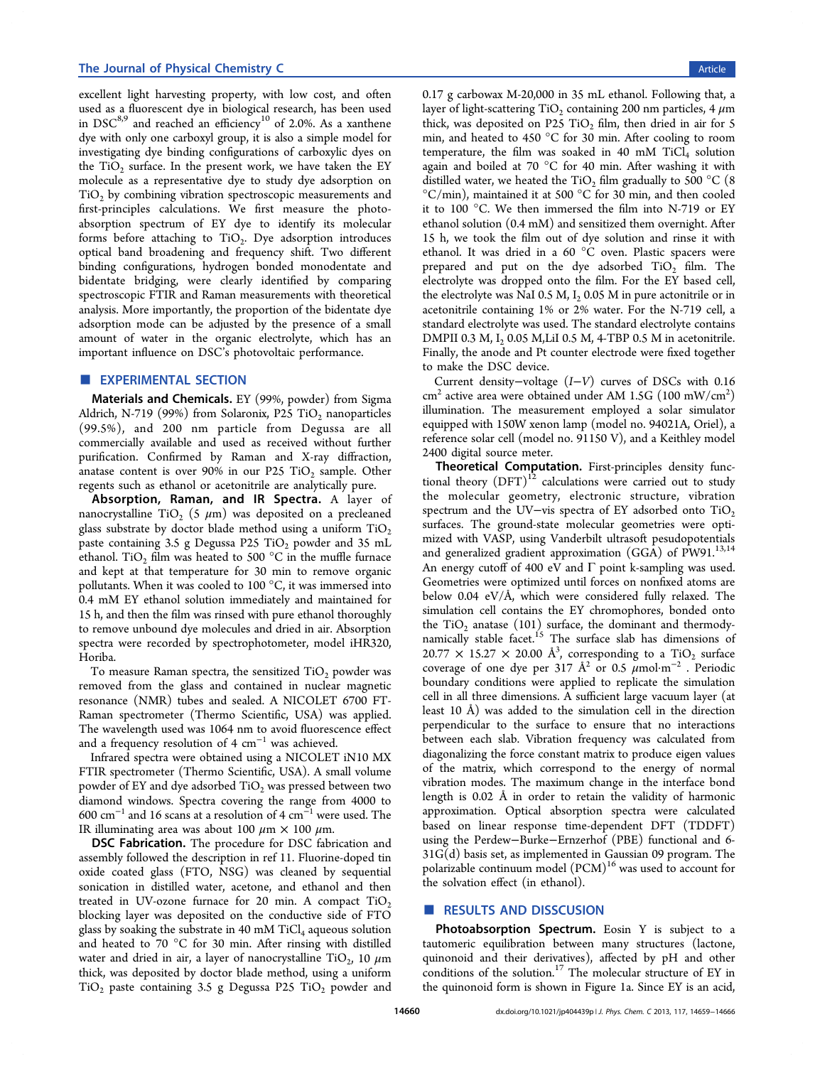excellent light harvesting property, with low cost, and often used as a fluorescent dye in biological research, has been used in DSC[8,9] and reached an efficiency[10] of 2.0%. As a xanthene dye with only one carboxyl group, it is also a simple model for investigating dye binding configurations of carboxylic dyes on the $TiO_2$ surface. In the present work, we have taken the EY molecule as a representative dye to study dye adsorption on $TiO_2$ by combining vibration spectroscopic measurements and first-principles calculations. We first measure the photoabsorption spectrum of EY dye to identify its molecular forms before attaching to $TiO_2$. Dye adsorption introduces optical band broadening and frequency shift. Two different binding configurations, hydrogen bonded monodentate and bidentate bridging, were clearly identified by comparing spectroscopic FTIR and Raman measurements with theoretical analysis. More importantly, the proportion of the bidentate dye adsorption mode can be adjusted by the presence of a small amount of water in the organic electrolyte, which has an important influence on DSC's photovoltaic performance.

## EXPERIMENTAL SECTION

**Materials and Chemicals.** EY (99%, powder) from Sigma Aldrich, N-719 (99%) from Solaronix, P25 $TiO_2$ nanoparticles (99.5%), and 200 nm particle from Degussa are all commercially available and used as received without further purification. Confirmed by Raman and X-ray diffraction, anatase content is over 90% in our P25 $TiO_2$ sample. Other regents such as ethanol or acetonitrile are analytically pure.

**Absorption, Raman, and IR Spectra.** A layer of nanocrystalline $TiO_2$ (5 $\mu$m) was deposited on a precleaned glass substrate by doctor blade method using a uniform $TiO_2$ paste containing 3.5 g Degussa P25 $TiO_2$ powder and 35 mL ethanol. $TiO_2$ film was heated to 500 °C in the muffle furnace and kept at that temperature for 30 min to remove organic pollutants. When it was cooled to 100 °C, it was immersed into 0.4 mM EY ethanol solution immediately and maintained for 15 h, and then the film was rinsed with pure ethanol thoroughly to remove unbound dye molecules and dried in air. Absorption spectra were recorded by spectrophotometer, model iHR320, Horiba.

To measure Raman spectra, the sensitized $TiO_2$ powder was removed from the glass and contained in nuclear magnetic resonance (NMR) tubes and sealed. A NICOLET 6700 FT-Raman spectrometer (Thermo Scientific, USA) was applied. The wavelength used was 1064 nm to avoid fluorescence effect and a frequency resolution of 4 $cm^{-1}$ was achieved.

Infrared spectra were obtained using a NICOLET iN10 MX FTIR spectrometer (Thermo Scientific, USA). A small volume powder of EY and dye adsorbed $TiO_2$ was pressed between two diamond windows. Spectra covering the range from 4000 to 600 $cm^{-1}$ and 16 scans at a resolution of 4 $cm^{-1}$ were used. The IR illuminating area was about 100 $\mu$m × 100 $\mu$m.

**DSC Fabrication.** The procedure for DSC fabrication and assembly followed the description in ref 11. Fluorine-doped tin oxide coated glass (FTO, NSG) was cleaned by sequential sonication in distilled water, acetone, and ethanol and then treated in UV-ozone furnace for 20 min. A compact $TiO_2$ blocking layer was deposited on the conductive side of FTO glass by soaking the substrate in 40 mM $TiCl_4$ aqueous solution and heated to 70 °C for 30 min. After rinsing with distilled water and dried in air, a layer of nanocrystalline $TiO_2$, 10 $\mu$m thick, was deposited by doctor blade method, using a uniform $TiO_2$ paste containing 3.5 g Degussa P25 $TiO_2$ powder and 0.17 g carbowax M-20,000 in 35 mL ethanol. Following that, a layer of light-scattering $TiO_2$ containing 200 nm particles, 4 $\mu$m thick, was deposited on P25 $TiO_2$ film, then dried in air for 5 min, and heated to 450 °C for 30 min. After cooling to room temperature, the film was soaked in 40 mM $TiCl_4$ solution again and boiled at 70 °C for 40 min. After washing it with distilled water, we heated the $TiO_2$ film gradually to 500 °C (8 °C/min), maintained it at 500 °C for 30 min, and then cooled it to 100 °C. We then immersed the film into N-719 or EY ethanol solution (0.4 mM) and sensitized them overnight. After 15 h, we took the film out of dye solution and rinse it with ethanol. It was dried in a 60 °C oven. Plastic spacers were prepared and put on the dye adsorbed $TiO_2$ film. The electrolyte was dropped onto the film. For the EY based cell, the electrolyte was NaI 0.5 M, $I_2$ 0.05 M in pure actonitrile or in acetonitrile containing 1% or 2% water. For the N-719 cell, a standard electrolyte was used. The standard electrolyte contains DMPII 0.3 M, $I_2$ 0.05 M,LiI 0.5 M, 4-TBP 0.5 M in acetonitrile. Finally, the anode and Pt counter electrode were fixed together to make the DSC device.

Current density−voltage ($I$−$V$) curves of DSCs with 0.16 $cm^2$ active area were obtained under AM 1.5G (100 mW/$cm^2$) illumination. The measurement employed a solar simulator equipped with 150W xenon lamp (model no. 94021A, Oriel), a reference solar cell (model no. 91150 V), and a Keithley model 2400 digital source meter.

**Theoretical Computation.** First-principles density functional theory (DFT)[12] calculations were carried out to study the molecular geometry, electronic structure, vibration spectrum and the UV−vis spectra of EY adsorbed onto $TiO_2$ surfaces. The ground-state molecular geometries were optimized with VASP, using Vanderbilt ultrasoft pesudopotentials and generalized gradient approximation (GGA) of PW91.[13,14] An energy cutoff of 400 eV and Γ point k-sampling was used. Geometries were optimized until forces on nonfixed atoms are below 0.04 eV/Å, which were considered fully relaxed. The simulation cell contains the EY chromophores, bonded onto the $TiO_2$ anatase (101) surface, the dominant and thermodynamically stable facet.[15] The surface slab has dimensions of 20.77 × 15.27 × 20.00 Å$^3$, corresponding to a $TiO_2$ surface coverage of one dye per 317 Å$^2$ or 0.5 $\mu$mol·$m^{-2}$ . Periodic boundary conditions were applied to replicate the simulation cell in all three dimensions. A sufficient large vacuum layer (at least 10 Å) was added to the simulation cell in the direction perpendicular to the surface to ensure that no interactions between each slab. Vibration frequency was calculated from diagonalizing the force constant matrix to produce eigen values of the matrix, which correspond to the energy of normal vibration modes. The maximum change in the interface bond length is 0.02 Å in order to retain the validity of harmonic approximation. Optical absorption spectra were calculated based on linear response time-dependent DFT (TDDFT) using the Perdew−Burke−Ernzerhof (PBE) functional and 6-31G(d) basis set, as implemented in Gaussian 09 program. The polarizable continuum model (PCM)[16] was used to account for the solvation effect (in ethanol).

## RESULTS AND DISSCUSION

**Photoabsorption Spectrum.** Eosin Y is subject to a tautomeric equilibration between many structures (lactone, quinonoid and their derivatives), affected by pH and other conditions of the solution.[17] The molecular structure of EY in the quinonoid form is shown in Figure 1a. Since EY is an acid,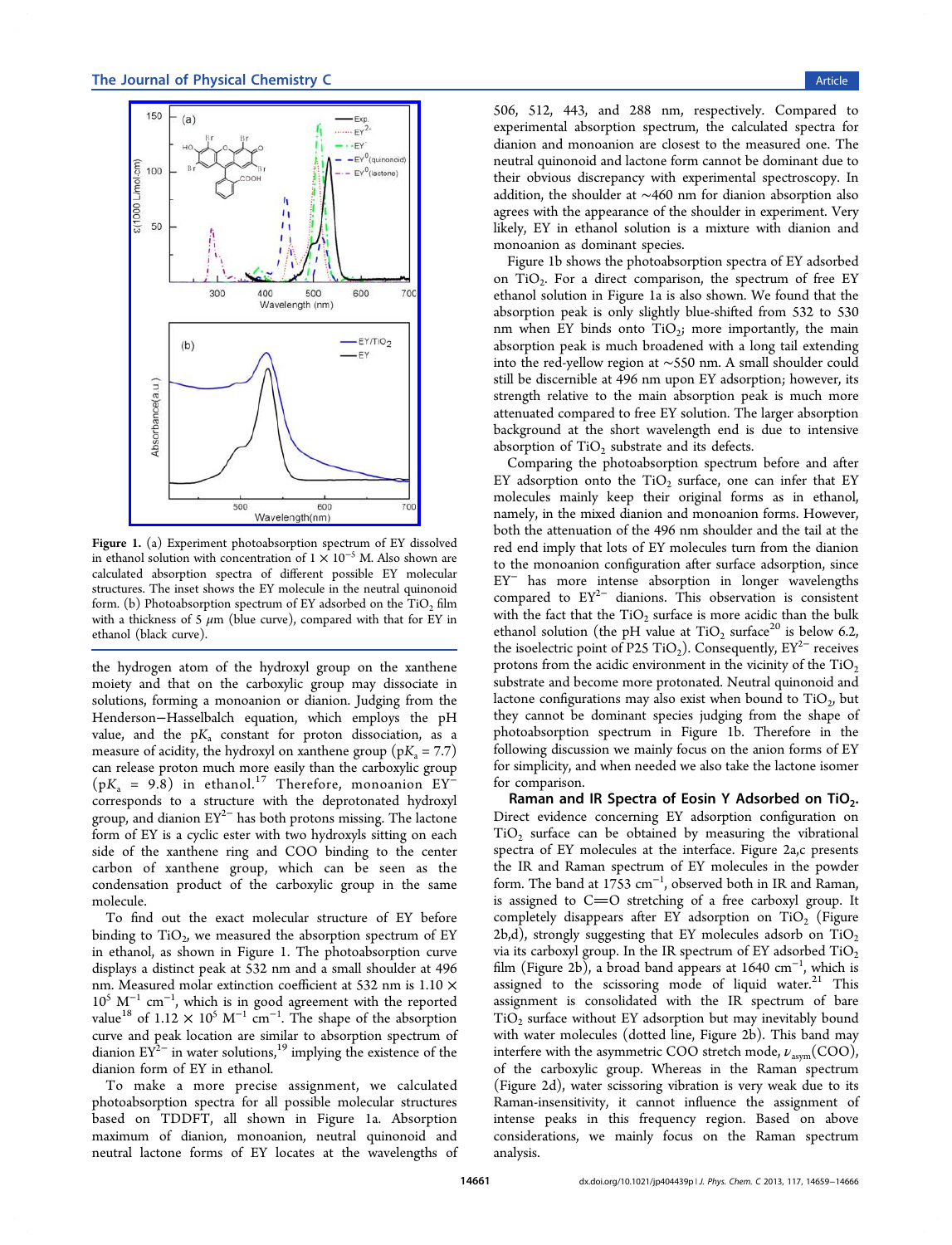**Figure 1.** (a) Experiment photoabsorption spectrum of EY dissolved in ethanol solution with concentration of $1 \times 10^{-5}$ M. Also shown are calculated absorption spectra of different possible EY molecular structures. The inset shows the EY molecule in the neutral quinonoid form. (b) Photoabsorption spectrum of EY adsorbed on the $TiO_2$ film with a thickness of 5 $\mu$m (blue curve), compared with that for EY in ethanol (black curve).

the hydrogen atom of the hydroxyl group on the xanthene moiety and that on the carboxylic group may dissociate in solutions, forming a monoanion or dianion. Judging from the Henderson−Hasselbalch equation, which employs the pH value, and the $pK_a$ constant for proton dissociation, as a measure of acidity, the hydroxyl on xanthene group ($pK_a$ = 7.7) can release proton much more easily than the carboxylic group ($pK_a$ = 9.8) in ethanol.[17] Therefore, monoanion $EY^-$ corresponds to a structure with the deprotonated hydroxyl group, and dianion $EY^{2-}$ has both protons missing. The lactone form of EY is a cyclic ester with two hydroxyls sitting on each side of the xanthene ring and COO binding to the center carbon of xanthene group, which can be seen as the condensation product of the carboxylic group in the same molecule.

To find out the exact molecular structure of EY before binding to $TiO_2$, we measured the absorption spectrum of EY in ethanol, as shown in Figure 1. The photoabsorption curve displays a distinct peak at 532 nm and a small shoulder at 496 nm. Measured molar extinction coefficient at 532 nm is $1.10 \times 10^5$ $M^{-1}$ $cm^{-1}$, which is in good agreement with the reported value[18] of $1.12 \times 10^5$ $M^{-1}$ $cm^{-1}$. The shape of the absorption curve and peak location are similar to absorption spectrum of dianion $EY^{2-}$ in water solutions,[19] implying the existence of the dianion form of EY in ethanol.

To make a more precise assignment, we calculated photoabsorption spectra for all possible molecular structures based on TDDFT, all shown in Figure 1a. Absorption maximum of dianion, monoanion, neutral quinonoid and neutral lactone forms of EY locates at the wavelengths of 506, 512, 443, and 288 nm, respectively. Compared to experimental absorption spectrum, the calculated spectra for dianion and monoanion are closest to the measured one. The neutral quinonoid and lactone form cannot be dominant due to their obvious discrepancy with experimental spectroscopy. In addition, the shoulder at ∼460 nm for dianion absorption also agrees with the appearance of the shoulder in experiment. Very likely, EY in ethanol solution is a mixture with dianion and monoanion as dominant species.

Figure 1b shows the photoabsorption spectra of EY adsorbed on $TiO_2$. For a direct comparison, the spectrum of free EY ethanol solution in Figure 1a is also shown. We found that the absorption peak is only slightly blue-shifted from 532 to 530 nm when EY binds onto $TiO_2$; more importantly, the main absorption peak is much broadened with a long tail extending into the red-yellow region at ∼550 nm. A small shoulder could still be discernible at 496 nm upon EY adsorption; however, its strength relative to the main absorption peak is much more attenuated compared to free EY solution. The larger absorption background at the short wavelength end is due to intensive absorption of $TiO_2$ substrate and its defects.

Comparing the photoabsorption spectrum before and after EY adsorption onto the $TiO_2$ surface, one can infer that EY molecules mainly keep their original forms as in ethanol, namely, in the mixed dianion and monoanion forms. However, both the attenuation of the 496 nm shoulder and the tail at the red end imply that lots of EY molecules turn from the dianion to the monoanion configuration after surface adsorption, since $EY^-$ has more intense absorption in longer wavelengths compared to $EY^{2-}$ dianions. This observation is consistent with the fact that the $TiO_2$ surface is more acidic than the bulk ethanol solution (the pH value at $TiO_2$ surface[20] is below 6.2, the isoelectric point of P25 $TiO_2$). Consequently, $EY^{2-}$ receives protons from the acidic environment in the vicinity of the $TiO_2$ substrate and become more protonated. Neutral quinonoid and lactone configurations may also exist when bound to $TiO_2$, but they cannot be dominant species judging from the shape of photoabsorption spectrum in Figure 1b. Therefore in the following discussion we mainly focus on the anion forms of EY for simplicity, and when needed we also take the lactone isomer for comparison.

**Raman and IR Spectra of Eosin Y Adsorbed on $TiO_2$.** Direct evidence concerning EY adsorption configuration on $TiO_2$ surface can be obtained by measuring the vibrational spectra of EY molecules at the interface. Figure 2a,c presents the IR and Raman spectrum of EY molecules in the powder form. The band at 1753 $cm^{-1}$, observed both in IR and Raman, is assigned to C=O stretching of a free carboxyl group. It completely disappears after EY adsorption on $TiO_2$ (Figure 2b,d), strongly suggesting that EY molecules adsorb on $TiO_2$ via its carboxyl group. In the IR spectrum of EY adsorbed $TiO_2$ film (Figure 2b), a broad band appears at 1640 $cm^{-1}$, which is assigned to the scissoring mode of liquid water.[21] This assignment is consolidated with the IR spectrum of bare $TiO_2$ surface without EY adsorption but may inevitably bound with water molecules (dotted line, Figure 2b). This band may interfere with the asymmetric COO stretch mode, $\nu_{asym}$(COO), of the carboxylic group. Whereas in the Raman spectrum (Figure 2d), water scissoring vibration is very weak due to its Raman-insensitivity, it cannot influence the assignment of intense peaks in this frequency region. Based on above considerations, we mainly focus on the Raman spectrum analysis.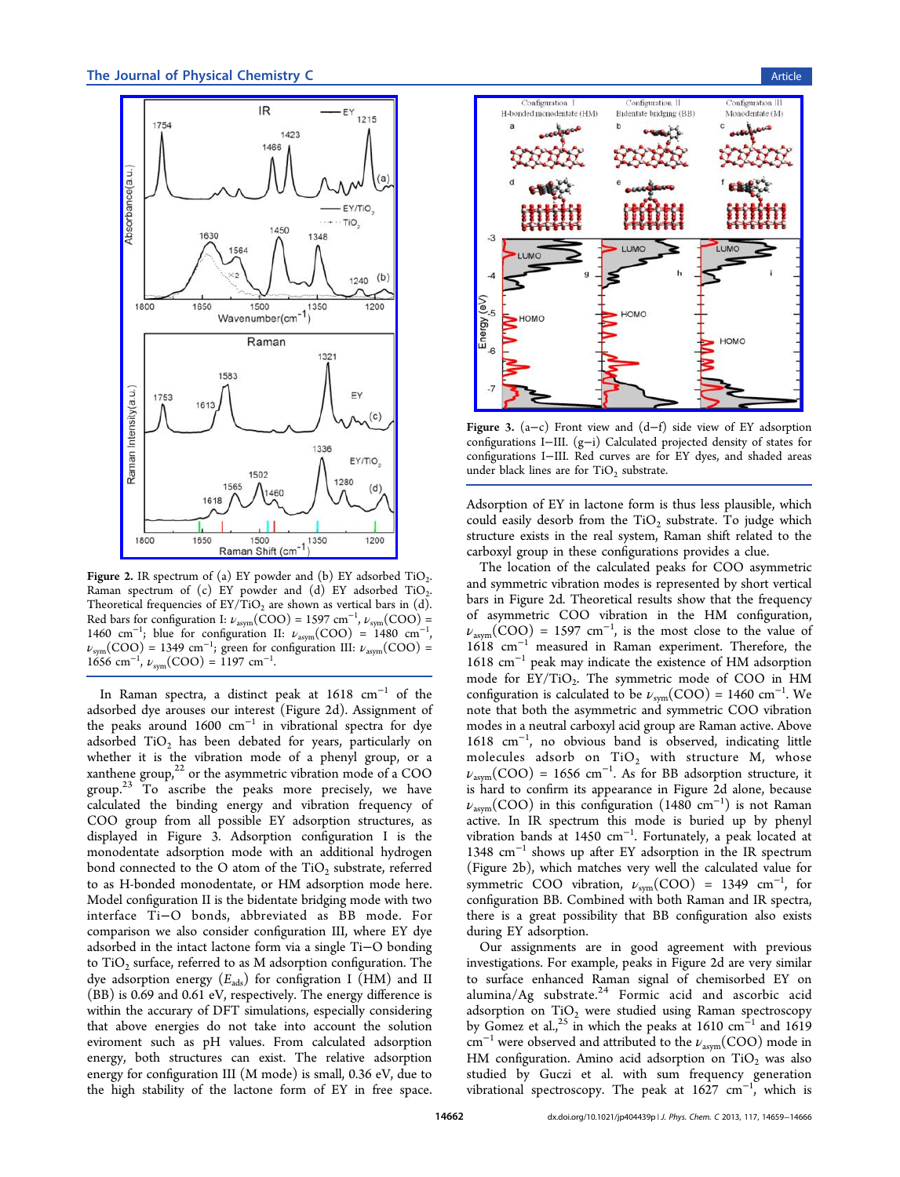Figure 2. IR spectrum of (a) EY powder and (b) EY adsorbed $TiO_2$. Raman spectrum of (c) EY powder and (d) EY adsorbed $TiO_2$. Theoretical frequencies of EY/$TiO_2$ are shown as vertical bars in (d). Red bars for configuration I: $\nu_{asym}$(COO) = 1597 $cm^{-1}$, $\nu_{sym}$(COO) = 1460 $cm^{-1}$; blue for configuration II: $\nu_{asym}$(COO) = 1480 $cm^{-1}$, $\nu_{sym}$(COO) = 1349 $cm^{-1}$; green for configuration III: $\nu_{asym}$(COO) = 1656 $cm^{-1}$, $\nu_{sym}$(COO) = 1197 $cm^{-1}$.

In Raman spectra, a distinct peak at 1618 $cm^{-1}$ of the adsorbed dye arouses our interest (Figure 2d). Assignment of the peaks around 1600 $cm^{-1}$ in vibrational spectra for dye adsorbed $TiO_2$ has been debated for years, particularly on whether it is the vibration mode of a phenyl group, or a xanthene group,[22] or the asymmetric vibration mode of a COO group.[23] To ascribe the peaks more precisely, we have calculated the binding energy and vibration frequency of COO group from all possible EY adsorption structures, as displayed in Figure 3. Adsorption configuration I is the monodentate adsorption mode with an additional hydrogen bond connected to the O atom of the $TiO_2$ substrate, referred to as H-bonded monodentate, or HM adsorption mode here. Model configuration II is the bidentate bridging mode with two interface Ti−O bonds, abbreviated as BB mode. For comparison we also consider configuration III, where EY dye adsorbed in the intact lactone form via a single Ti−O bonding to $TiO_2$ surface, referred to as M adsorption configuration. The dye adsorption energy ($E_{ads}$) for configration I (HM) and II (BB) is 0.69 and 0.61 eV, respectively. The energy difference is within the accurary of DFT simulations, especially considering that above energies do not take into account the solution eviroment such as pH values. From calculated adsorption energy, both structures can exist. The relative adsorption energy for configuration III (M mode) is small, 0.36 eV, due to the high stability of the lactone form of EY in free space.

Figure 3. (a−c) Front view and (d−f) side view of EY adsorption configurations I−III. (g−i) Calculated projected density of states for configurations I−III. Red curves are for EY dyes, and shaded areas under black lines are for $TiO_2$ substrate.

Adsorption of EY in lactone form is thus less plausible, which could easily desorb from the $TiO_2$ substrate. To judge which structure exists in the real system, Raman shift related to the carboxyl group in these configurations provides a clue.

The location of the calculated peaks for COO asymmetric and symmetric vibration modes is represented by short vertical bars in Figure 2d. Theoretical results show that the frequency of asymmetric COO vibration in the HM configuration, $\nu_{asym}$(COO) = 1597 $cm^{-1}$, is the most close to the value of 1618 $cm^{-1}$ measured in Raman experiment. Therefore, the 1618 $cm^{-1}$ peak may indicate the existence of HM adsorption mode for EY/$TiO_2$. The symmetric mode of COO in HM configuration is calculated to be $\nu_{sym}$(COO) = 1460 $cm^{-1}$. We note that both the asymmetric and symmetric COO vibration modes in a neutral carboxyl acid group are Raman active. Above 1618 $cm^{-1}$, no obvious band is observed, indicating little molecules adsorb on $TiO_2$ with structure M, whose $\nu_{asym}$(COO) = 1656 $cm^{-1}$. As for BB adsorption structure, it is hard to confirm its appearance in Figure 2d alone, because $\nu_{asym}$(COO) in this configuration (1480 $cm^{-1}$) is not Raman active. In IR spectrum this mode is buried up by phenyl vibration bands at 1450 $cm^{-1}$. Fortunately, a peak located at 1348 $cm^{-1}$ shows up after EY adsorption in the IR spectrum (Figure 2b), which matches very well the calculated value for symmetric COO vibration, $\nu_{sym}$(COO) = 1349 $cm^{-1}$, for configuration BB. Combined with both Raman and IR spectra, there is a great possibility that BB configuration also exists during EY adsorption.

Our assignments are in good agreement with previous investigations. For example, peaks in Figure 2d are very similar to surface enhanced Raman signal of chemisorbed EY on alumina/Ag substrate.[24] Formic acid and ascorbic acid adsorption on $TiO_2$ were studied using Raman spectroscopy by Gomez et al.,[25] in which the peaks at 1610 $cm^{-1}$ and 1619 $cm^{-1}$ were observed and attributed to the $\nu_{asym}$(COO) mode in HM configuration. Amino acid adsorption on $TiO_2$ was also studied by Guczi et al. with sum frequency generation vibrational spectroscopy. The peak at 1627 $cm^{-1}$, which is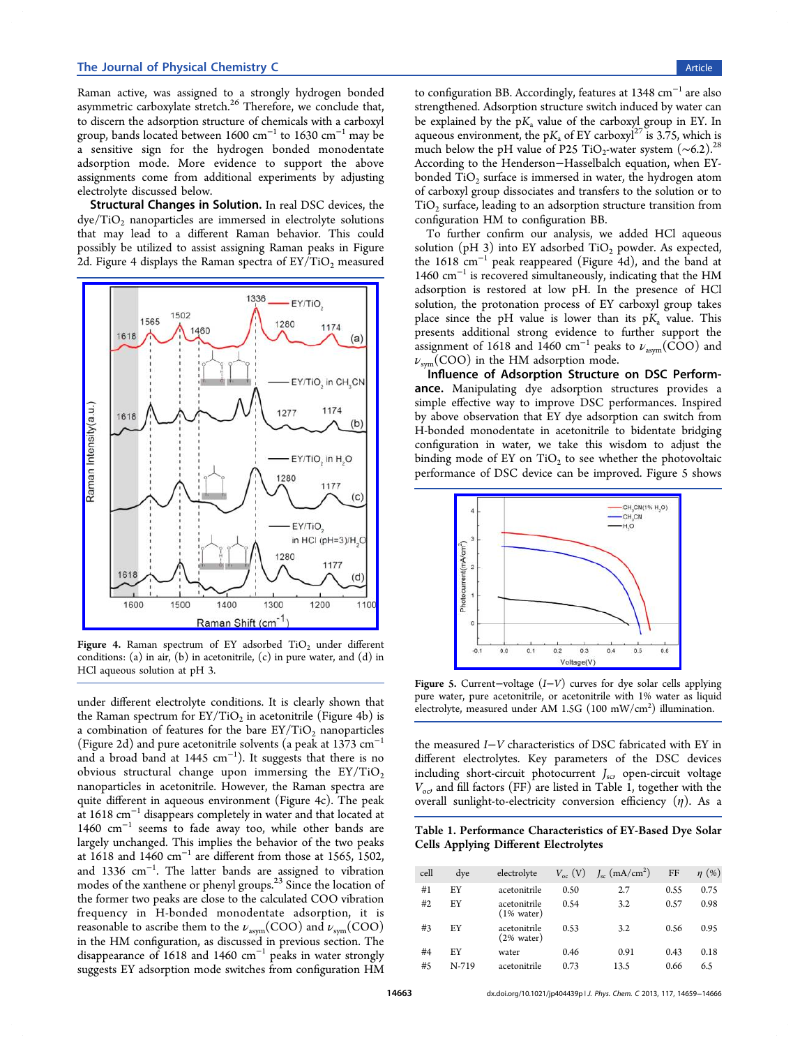Raman active, was assigned to a strongly hydrogen bonded asymmetric carboxylate stretch.[26] Therefore, we conclude that, to discern the adsorption structure of chemicals with a carboxyl group, bands located between 1600 $cm^{-1}$ to 1630 $cm^{-1}$ may be a sensitive sign for the hydrogen bonded monodentate adsorption mode. More evidence to support the above assignments come from additional experiments by adjusting electrolyte discussed below.

**Structural Changes in Solution.** In real DSC devices, the dye/$TiO_2$ nanoparticles are immersed in electrolyte solutions that may lead to a different Raman behavior. This could possibly be utilized to assist assigning Raman peaks in Figure 2d. Figure 4 displays the Raman spectra of EY/$TiO_2$ measured under different electrolyte conditions. It is clearly shown that the Raman spectrum for EY/$TiO_2$ in acetonitrile (Figure 4b) is a combination of features for the bare EY/$TiO_2$ nanoparticles (Figure 2d) and pure acetonitrile solvents (a peak at 1373 $cm^{-1}$ and a broad band at 1445 $cm^{-1}$). It suggests that there is no obvious structural change upon immersing the EY/$TiO_2$ nanoparticles in acetonitrile. However, the Raman spectra are quite different in aqueous environment (Figure 4c). The peak at 1618 $cm^{-1}$ disappears completely in water and that located at 1460 $cm^{-1}$ seems to fade away too, while other bands are largely unchanged. This implies the behavior of the two peaks at 1618 and 1460 $cm^{-1}$ are different from those at 1565, 1502, and 1336 $cm^{-1}$. The latter bands are assigned to vibration modes of the xanthene or phenyl groups.[23] Since the location of the former two peaks are close to the calculated COO vibration frequency in H-bonded monodentate adsorption, it is reasonable to ascribe them to the $\nu_{asym}$(COO) and $\nu_{sym}$(COO) in the HM configuration, as discussed in previous section. The disappearance of 1618 and 1460 $cm^{-1}$ peaks in water strongly suggests EY adsorption mode switches from configuration HM to configuration BB. Accordingly, features at 1348 $cm^{-1}$ are also strengthened. Adsorption structure switch induced by water can be explained by the p$K_a$ value of the carboxyl group in EY. In aqueous environment, the p$K_a$ of EY carboxyl[27] is 3.75, which is much below the pH value of P25 $TiO_2$-water system (~6.2).[28] According to the Henderson–Hasselbalch equation, when EY-bonded $TiO_2$ surface is immersed in water, the hydrogen atom of carboxyl group dissociates and transfers to the solution or to $TiO_2$ surface, leading to an adsorption structure transition from configuration HM to configuration BB.

Figure 4. Raman spectrum of EY adsorbed $TiO_2$ under different conditions: (a) in air, (b) in acetonitrile, (c) in pure water, and (d) in HCl aqueous solution at pH 3.

To further confirm our analysis, we added HCl aqueous solution (pH 3) into EY adsorbed $TiO_2$ powder. As expected, the 1618 $cm^{-1}$ peak reappeared (Figure 4d), and the band at 1460 $cm^{-1}$ is recovered simultaneously, indicating that the HM adsorption is restored at low pH. In the presence of HCl solution, the protonation process of EY carboxyl group takes place since the pH value is lower than its p$K_a$ value. This presents additional strong evidence to further support the assignment of 1618 and 1460 $cm^{-1}$ peaks to $\nu_{asym}$(COO) and $\nu_{sym}$(COO) in the HM adsorption mode.

**Influence of Adsorption Structure on DSC Performance.** Manipulating dye adsorption structures provides a simple effective way to improve DSC performances. Inspired by above observation that EY dye adsorption can switch from H-bonded monodentate in acetonitrile to bidentate bridging configuration in water, we take this wisdom to adjust the binding mode of EY on $TiO_2$ to see whether the photovoltaic performance of DSC device can be improved. Figure 5 shows the measured $I$–$V$ characteristics of DSC fabricated with EY in different electrolytes. Key parameters of the DSC devices including short-circuit photocurrent $J_{sc}$, open-circuit voltage $V_{oc}$, and fill factors (FF) are listed in Table 1, together with the overall sunlight-to-electricity conversion efficiency ($\eta$). As a

Figure 5. Current–voltage ($I$–$V$) curves for dye solar cells applying pure water, pure acetonitrile, or acetonitrile with 1% water as liquid electrolyte, measured under AM 1.5G (100 mW/$cm^2$) illumination.

Table 1. Performance Characteristics of EY-Based Dye Solar Cells Applying Different Electrolytes

| cell | dye | electrolyte | $V_{oc}$ (V) | $J_{sc}$ (mA/$cm^2$) | FF | $\eta$ (%) |
|---|---|---|---|---|---|---|
| #1 | EY | acetonitrile | 0.50 | 2.7 | 0.55 | 0.75 |
| #2 | EY | acetonitrile (1% water) | 0.54 | 3.2 | 0.57 | 0.98 |
| #3 | EY | acetonitrile (2% water) | 0.53 | 3.2 | 0.56 | 0.95 |
| #4 | EY | water | 0.46 | 0.91 | 0.43 | 0.18 |
| #5 | N-719 | acetonitrile | 0.73 | 13.5 | 0.66 | 6.5 |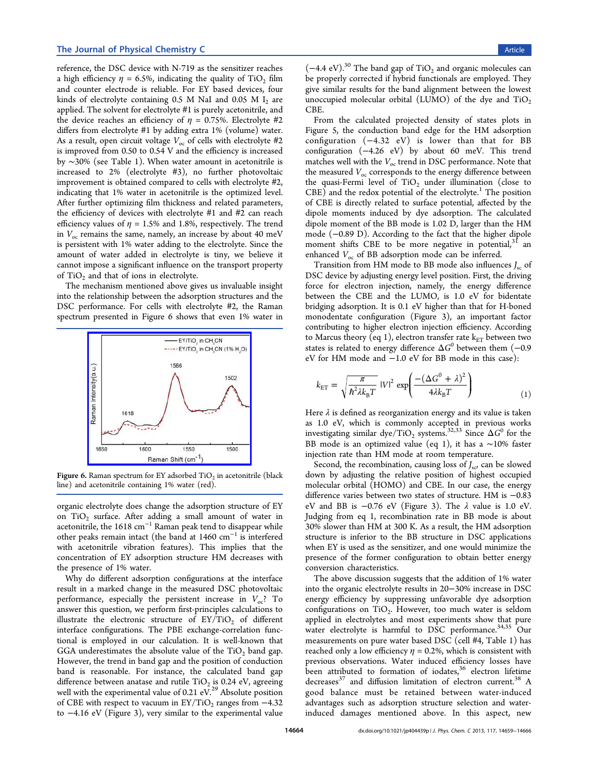reference, the DSC device with N-719 as the sensitizer reaches a high efficiency $\eta$ = 6.5%, indicating the quality of $TiO_2$ film and counter electrode is reliable. For EY based devices, four kinds of electrolyte containing 0.5 M NaI and 0.05 M $I_2$ are applied. The solvent for electrolyte #1 is purely acetonitrile, and the device reaches an efficiency of $\eta$ = 0.75%. Electrolyte #2 differs from electrolyte #1 by adding extra 1% (volume) water. As a result, open circuit voltage $V_{oc}$ of cells with electrolyte #2 is improved from 0.50 to 0.54 V and the efficiency is increased by ~30% (see Table 1). When water amount in acetonitrile is increased to 2% (electrolyte #3), no further photovoltaic improvement is obtained compared to cells with electrolyte #2, indicating that 1% water in acetonitrile is the optimized level. After further optimizing film thickness and related parameters, the efficiency of devices with electrolyte #1 and #2 can reach efficiency values of $\eta$ = 1.5% and 1.8%, respectively. The trend in $V_{oc}$ remains the same, namely, an increase by about 40 meV is persistent with 1% water adding to the electrolyte. Since the amount of water added in electrolyte is tiny, we believe it cannot impose a significant influence on the transport property of $TiO_2$ and that of ions in electrolyte.

The mechanism mentioned above gives us invaluable insight into the relationship between the adsorption structures and the DSC performance. For cells with electrolyte #2, the Raman spectrum presented in Figure 6 shows that even 1% water in organic electrolyte does change the adsorption structure of EY on $TiO_2$ surface. After adding a small amount of water in acetonitrile, the 1618 $cm^{-1}$ Raman peak tend to disappear while other peaks remain intact (the band at 1460 $cm^{-1}$ is interfered with acetonitrile vibration features). This implies that the concentration of EY adsorption structure HM decreases with the presence of 1% water.

Figure 6. Raman spectrum for EY adsorbed $TiO_2$ in acetonitrile (black line) and acetonitrile containing 1% water (red).

Why do different adsorption configurations at the interface result in a marked change in the measured DSC photovoltaic performance, especially the persistent increase in $V_{oc}$? To answer this question, we perform first-principles calculations to illustrate the electronic structure of EY/$TiO_2$ of different interface configurations. The PBE exchange-correlation functional is employed in our calculation. It is well-known that GGA underestimates the absolute value of the $TiO_2$ band gap. However, the trend in band gap and the position of conduction band is reasonable. For instance, the calculated band gap difference between anatase and rutile $TiO_2$ is 0.24 eV, agreeing well with the experimental value of 0.21 eV.[29] Absolute position of CBE with respect to vacuum in EY/$TiO_2$ ranges from −4.32 to −4.16 eV (Figure 3), very similar to the experimental value (−4.4 eV).[30] The band gap of $TiO_2$ and organic molecules can be properly corrected if hybrid functionals are employed. They give similar results for the band alignment between the lowest unoccupied molecular orbital (LUMO) of the dye and $TiO_2$ CBE.

From the calculated projected density of states plots in Figure 5, the conduction band edge for the HM adsorption configuration (−4.32 eV) is lower than that for BB configuration (−4.26 eV) by about 60 meV. This trend matches well with the $V_{oc}$ trend in DSC performance. Note that the measured $V_{oc}$ corresponds to the energy difference between the quasi-Fermi level of $TiO_2$ under illumination (close to CBE) and the redox potential of the electrolyte.[1] The position of CBE is directly related to surface potential, affected by the dipole moments induced by dye adsorption. The calculated dipole moment of the BB mode is 1.02 D, larger than the HM mode (−0.89 D). According to the fact that the higher dipole moment shifts CBE to be more negative in potential,[31] an enhanced $V_{oc}$ of BB adsorption mode can be inferred.

Transition from HM mode to BB mode also influences $J_{sc}$ of DSC device by adjusting energy level position. First, the driving force for electron injection, namely, the energy difference between the CBE and the LUMO, is 1.0 eV for bidentate bridging adsorption. It is 0.1 eV higher than that for H-boned monodentate configuration (Figure 3), an important factor contributing to higher electron injection efficiency. According to Marcus theory (eq 1), electron transfer rate $k_{ET}$ between two states is related to energy difference $\Delta G^0$ between them (−0.9 eV for HM mode and −1.0 eV for BB mode in this case):

$$k_{ET} = \sqrt{\frac{\pi}{\hbar^2 \lambda k_B T}} |V|^2 \exp\left(\frac{-(\Delta G^0 + \lambda)^2}{4\lambda k_B T}\right) \tag{1}$$

Here $\lambda$ is defined as reorganization energy and its value is taken as 1.0 eV, which is commonly accepted in previous works investigating similar dye/$TiO_2$ systems.[32,33] Since $\Delta G^0$ for the BB mode is an optimized value (eq 1), it has a ~10% faster injection rate than HM mode at room temperature.

Second, the recombination, causing loss of $J_{sc}$, can be slowed down by adjusting the relative position of highest occupied molecular orbital (HOMO) and CBE. In our case, the energy difference varies between two states of structure. HM is −0.83 eV and BB is −0.76 eV (Figure 3). The $\lambda$ value is 1.0 eV. Judging from eq 1, recombination rate in BB mode is about 30% slower than HM at 300 K. As a result, the HM adsorption structure is inferior to the BB structure in DSC applications when EY is used as the sensitizer, and one would minimize the presence of the former configuration to obtain better energy conversion characteristics.

The above discussion suggests that the addition of 1% water into the organic electrolyte results in 20−30% increase in DSC energy efficiency by suppressing unfavorable dye adsorption configurations on $TiO_2$. However, too much water is seldom applied in electrolytes and most experiments show that pure water electrolyte is harmful to DSC performance.[34,35] Our measurements on pure water based DSC (cell #4, Table 1) has reached only a low efficiency $\eta$ = 0.2%, which is consistent with previous observations. Water induced efficiency losses have been attributed to formation of iodates,[36] electron lifetime decreases[37] and diffusion limitation of electron current.[38] A good balance must be retained between water-induced advantages such as adsorption structure selection and water-induced damages mentioned above. In this aspect, new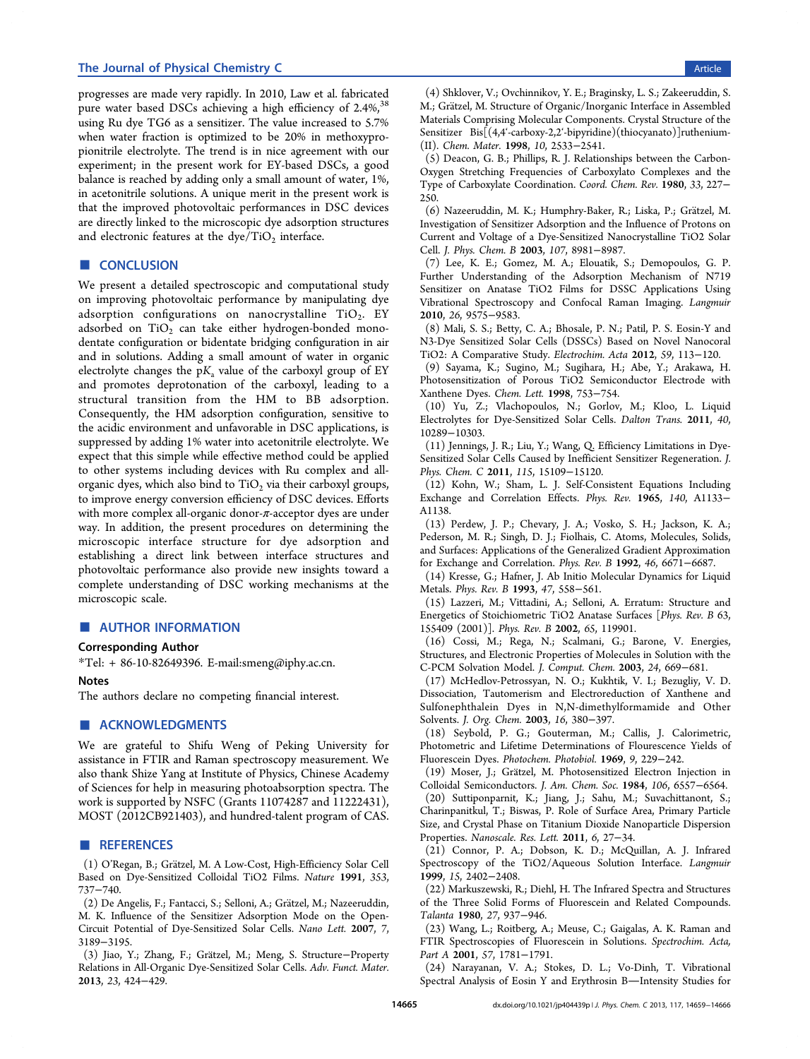progresses are made very rapidly. In 2010, Law et al. fabricated pure water based DSCs achieving a high efficiency of 2.4%,[38] using Ru dye TG6 as a sensitizer. The value increased to 5.7% when water fraction is optimized to be 20% in methoxypropionitrile electrolyte. The trend is in nice agreement with our experiment; in the present work for EY-based DSCs, a good balance is reached by adding only a small amount of water, 1%, in acetonitrile solutions. A unique merit in the present work is that the improved photovoltaic performances in DSC devices are directly linked to the microscopic dye adsorption structures and electronic features at the dye/$TiO_2$ interface.

## ■ CONCLUSION

We present a detailed spectroscopic and computational study on improving photovoltaic performance by manipulating dye adsorption configurations on nanocrystalline $TiO_2$. EY adsorbed on $TiO_2$ can take either hydrogen-bonded monodentate configuration or bidentate bridging configuration in air and in solutions. Adding a small amount of water in organic electrolyte changes the p$K_a$ value of the carboxyl group of EY and promotes deprotonation of the carboxyl, leading to a structural transition from the HM to BB adsorption. Consequently, the HM adsorption configuration, sensitive to the acidic environment and unfavorable in DSC applications, is suppressed by adding 1% water into acetonitrile electrolyte. We expect that this simple while effective method could be applied to other systems including devices with Ru complex and all-organic dyes, which also bind to $TiO_2$ via their carboxyl groups, to improve energy conversion efficiency of DSC devices. Efforts with more complex all-organic donor-$\pi$-acceptor dyes are under way. In addition, the present procedures on determining the microscopic interface structure for dye adsorption and establishing a direct link between interface structures and photovoltaic performance also provide new insights toward a complete understanding of DSC working mechanisms at the microscopic scale.

## ■ AUTHOR INFORMATION

### Corresponding Author

*Tel: + 86-10-82649396. E-mail:smeng@iphy.ac.cn.

### Notes

The authors declare no competing financial interest.

## ■ ACKNOWLEDGMENTS

We are grateful to Shifu Weng of Peking University for assistance in FTIR and Raman spectroscopy measurement. We also thank Shize Yang at Institute of Physics, Chinese Academy of Sciences for help in measuring photoabsorption spectra. The work is supported by NSFC (Grants 11074287 and 11222431), MOST (2012CB921403), and hundred-talent program of CAS.

## ■ REFERENCES

(1) O'Regan, B.; Grätzel, M. A Low-Cost, High-Efficiency Solar Cell Based on Dye-Sensitized Colloidal TiO2 Films. *Nature* **1991**, *353*, 737−740.

(2) De Angelis, F.; Fantacci, S.; Selloni, A.; Grätzel, M.; Nazeeruddin, M. K. Influence of the Sensitizer Adsorption Mode on the Open-Circuit Potential of Dye-Sensitized Solar Cells. *Nano Lett.* **2007**, *7*, 3189−3195.

(3) Jiao, Y.; Zhang, F.; Grätzel, M.; Meng, S. Structure−Property Relations in All-Organic Dye-Sensitized Solar Cells. *Adv. Funct. Mater.* **2013**, *23*, 424−429.

(4) Shklover, V.; Ovchinnikov, Y. E.; Braginsky, L. S.; Zakeeruddin, S. M.; Grätzel, M. Structure of Organic/Inorganic Interface in Assembled Materials Comprising Molecular Components. Crystal Structure of the Sensitizer Bis[(4,4′-carboxy-2,2′-bipyridine)(thiocyanato)]ruthenium-(II). *Chem. Mater.* **1998**, *10*, 2533−2541.

(5) Deacon, G. B.; Phillips, R. J. Relationships between the Carbon-Oxygen Stretching Frequencies of Carboxylato Complexes and the Type of Carboxylate Coordination. *Coord. Chem. Rev.* **1980**, *33*, 227−250.

(6) Nazeeruddin, M. K.; Humphry-Baker, R.; Liska, P.; Grätzel, M. Investigation of Sensitizer Adsorption and the Influence of Protons on Current and Voltage of a Dye-Sensitized Nanocrystalline TiO2 Solar Cell. *J. Phys. Chem. B* **2003**, *107*, 8981−8987.

(7) Lee, K. E.; Gomez, M. A.; Elouatik, S.; Demopoulos, G. P. Further Understanding of the Adsorption Mechanism of N719 Sensitizer on Anatase TiO2 Films for DSSC Applications Using Vibrational Spectroscopy and Confocal Raman Imaging. *Langmuir* **2010**, *26*, 9575−9583.

(8) Mali, S. S.; Betty, C. A.; Bhosale, P. N.; Patil, P. S. Eosin-Y and N3-Dye Sensitized Solar Cells (DSSCs) Based on Novel Nanocoral TiO2: A Comparative Study. *Electrochim. Acta* **2012**, *59*, 113−120.

(9) Sayama, K.; Sugino, M.; Sugihara, H.; Abe, Y.; Arakawa, H. Photosensitization of Porous TiO2 Semiconductor Electrode with Xanthene Dyes. *Chem. Lett.* **1998**, 753−754.

(10) Yu, Z.; Vlachopoulos, N.; Gorlov, M.; Kloo, L. Liquid Electrolytes for Dye-Sensitized Solar Cells. *Dalton Trans.* **2011**, *40*, 10289−10303.

(11) Jennings, J. R.; Liu, Y.; Wang, Q. Efficiency Limitations in Dye-Sensitized Solar Cells Caused by Inefficient Sensitizer Regeneration. *J. Phys. Chem. C* **2011**, *115*, 15109−15120.

(12) Kohn, W.; Sham, L. J. Self-Consistent Equations Including Exchange and Correlation Effects. *Phys. Rev.* **1965**, *140*, A1133−A1138.

(13) Perdew, J. P.; Chevary, J. A.; Vosko, S. H.; Jackson, K. A.; Pederson, M. R.; Singh, D. J.; Fiolhais, C. Atoms, Molecules, Solids, and Surfaces: Applications of the Generalized Gradient Approximation for Exchange and Correlation. *Phys. Rev. B* **1992**, *46*, 6671−6687.

(14) Kresse, G.; Hafner, J. Ab Initio Molecular Dynamics for Liquid Metals. *Phys. Rev. B* **1993**, *47*, 558−561.

(15) Lazzeri, M.; Vittadini, A.; Selloni, A. Erratum: Structure and Energetics of Stoichiometric TiO2 Anatase Surfaces [*Phys. Rev. B* 63, 155409 (2001)]. *Phys. Rev. B* **2002**, *65*, 119901.

(16) Cossi, M.; Rega, N.; Scalmani, G.; Barone, V. Energies, Structures, and Electronic Properties of Molecules in Solution with the C-PCM Solvation Model. *J. Comput. Chem.* **2003**, *24*, 669−681.

(17) McHedlov-Petrossyan, N. O.; Kukhtik, V. I.; Bezugliy, V. D. Dissociation, Tautomerism and Electroreduction of Xanthene and Sulfonephthalein Dyes in N,N-dimethylformamide and Other Solvents. *J. Org. Chem.* **2003**, *16*, 380−397.

(18) Seybold, P. G.; Gouterman, M.; Callis, J. Calorimetric, Photometric and Lifetime Determinations of Flourescence Yields of Fluorescein Dyes. *Photochem. Photobiol.* **1969**, *9*, 229−242.

(19) Moser, J.; Grätzel, M. Photosensitized Electron Injection in Colloidal Semiconductors. *J. Am. Chem. Soc.* **1984**, *106*, 6557−6564.

(20) Suttiponparnit, K.; Jiang, J.; Sahu, M.; Suvachittanont, S.; Charinpanitkul, T.; Biswas, P. Role of Surface Area, Primary Particle Size, and Crystal Phase on Titanium Dioxide Nanoparticle Dispersion Properties. *Nanoscale. Res. Lett.* **2011**, *6*, 27−34.

(21) Connor, P. A.; Dobson, K. D.; McQuillan, A. J. Infrared Spectroscopy of the TiO2/Aqueous Solution Interface. *Langmuir* **1999**, *15*, 2402−2408.

(22) Markuszewski, R.; Diehl, H. The Infrared Spectra and Structures of the Three Solid Forms of Fluorescein and Related Compounds. *Talanta* **1980**, *27*, 937−946.

(23) Wang, L.; Roitberg, A.; Meuse, C.; Gaigalas, A. K. Raman and FTIR Spectroscopies of Fluorescein in Solutions. *Spectrochim. Acta, Part A* **2001**, *57*, 1781−1791.

(24) Narayanan, V. A.; Stokes, D. L.; Vo-Dinh, T. Vibrational Spectral Analysis of Eosin Y and Erythrosin B—Intensity Studies for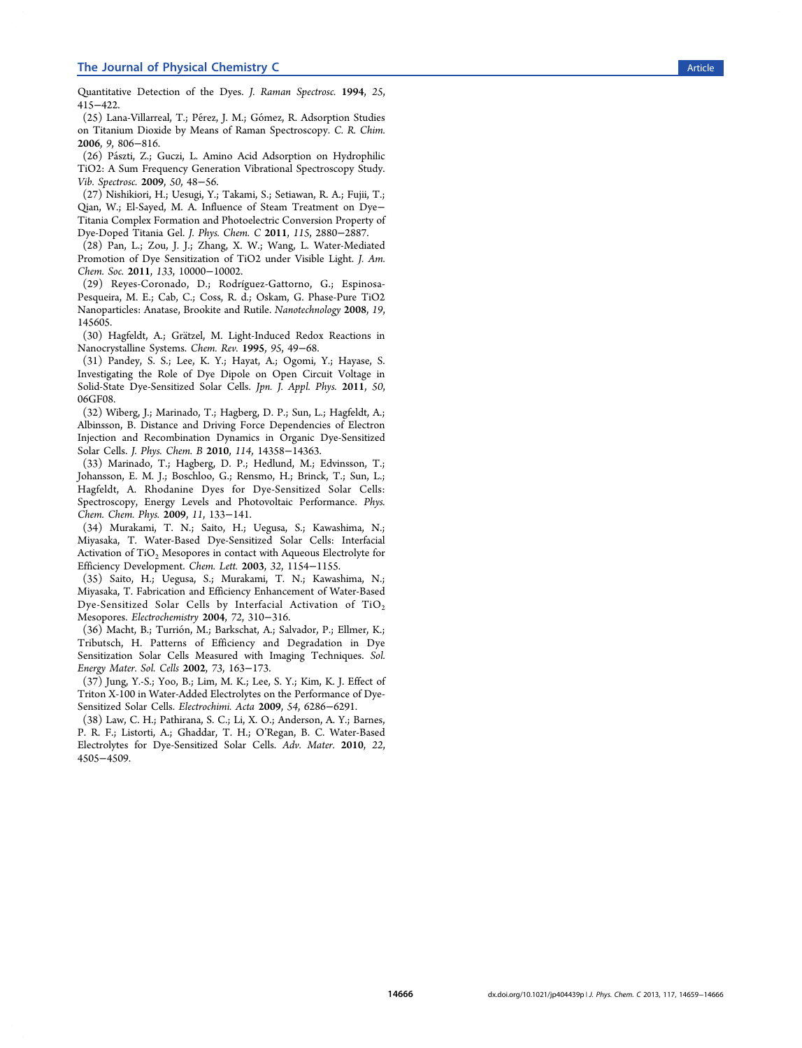Quantitative Detection of the Dyes. *J. Raman Spectrosc.* **1994**, *25*, 415−422.

(25) Lana-Villarreal, T.; Pérez, J. M.; Gómez, R. Adsorption Studies on Titanium Dioxide by Means of Raman Spectroscopy. *C. R. Chim.* **2006**, *9*, 806−816.

(26) Pászti, Z.; Guczi, L. Amino Acid Adsorption on Hydrophilic TiO2: A Sum Frequency Generation Vibrational Spectroscopy Study. *Vib. Spectrosc.* **2009**, *50*, 48−56.

(27) Nishikiori, H.; Uesugi, Y.; Takami, S.; Setiawan, R. A.; Fujii, T.; Qian, W.; El-Sayed, M. A. Influence of Steam Treatment on Dye−Titania Complex Formation and Photoelectric Conversion Property of Dye-Doped Titania Gel. *J. Phys. Chem. C* **2011**, *115*, 2880−2887.

(28) Pan, L.; Zou, J. J.; Zhang, X. W.; Wang, L. Water-Mediated Promotion of Dye Sensitization of TiO2 under Visible Light. *J. Am. Chem. Soc.* **2011**, *133*, 10000−10002.

(29) Reyes-Coronado, D.; Rodríguez-Gattorno, G.; Espinosa-Pesqueira, M. E.; Cab, C.; Coss, R. d.; Oskam, G. Phase-Pure TiO2 Nanoparticles: Anatase, Brookite and Rutile. *Nanotechnology* **2008**, *19*, 145605.

(30) Hagfeldt, A.; Grätzel, M. Light-Induced Redox Reactions in Nanocrystalline Systems. *Chem. Rev.* **1995**, *95*, 49−68.

(31) Pandey, S. S.; Lee, K. Y.; Hayat, A.; Ogomi, Y.; Hayase, S. Investigating the Role of Dye Dipole on Open Circuit Voltage in Solid-State Dye-Sensitized Solar Cells. *Jpn. J. Appl. Phys.* **2011**, *50*, 06GF08.

(32) Wiberg, J.; Marinado, T.; Hagberg, D. P.; Sun, L.; Hagfeldt, A.; Albinsson, B. Distance and Driving Force Dependencies of Electron Injection and Recombination Dynamics in Organic Dye-Sensitized Solar Cells. *J. Phys. Chem. B* **2010**, *114*, 14358−14363.

(33) Marinado, T.; Hagberg, D. P.; Hedlund, M.; Edvinsson, T.; Johansson, E. M. J.; Boschloo, G.; Rensmo, H.; Brinck, T.; Sun, L.; Hagfeldt, A. Rhodanine Dyes for Dye-Sensitized Solar Cells: Spectroscopy, Energy Levels and Photovoltaic Performance. *Phys. Chem. Chem. Phys.* **2009**, *11*, 133−141.

(34) Murakami, T. N.; Saito, H.; Uegusa, S.; Kawashima, N.; Miyasaka, T. Water-Based Dye-Sensitized Solar Cells: Interfacial Activation of $TiO_2$ Mesopores in contact with Aqueous Electrolyte for Efficiency Development. *Chem. Lett.* **2003**, *32*, 1154−1155.

(35) Saito, H.; Uegusa, S.; Murakami, T. N.; Kawashima, N.; Miyasaka, T. Fabrication and Efficiency Enhancement of Water-Based Dye-Sensitized Solar Cells by Interfacial Activation of $TiO_2$ Mesopores. *Electrochemistry* **2004**, *72*, 310−316.

(36) Macht, B.; Turrión, M.; Barkschat, A.; Salvador, P.; Ellmer, K.; Tributsch, H. Patterns of Efficiency and Degradation in Dye Sensitization Solar Cells Measured with Imaging Techniques. *Sol. Energy Mater. Sol. Cells* **2002**, *73*, 163−173.

(37) Jung, Y.-S.; Yoo, B.; Lim, M. K.; Lee, S. Y.; Kim, K. J. Effect of Triton X-100 in Water-Added Electrolytes on the Performance of Dye-Sensitized Solar Cells. *Electrochimi. Acta* **2009**, *54*, 6286−6291.

(38) Law, C. H.; Pathirana, S. C.; Li, X. O.; Anderson, A. Y.; Barnes, P. R. F.; Listorti, A.; Ghaddar, T. H.; O'Regan, B. C. Water-Based Electrolytes for Dye-Sensitized Solar Cells. *Adv. Mater.* **2010**, *22*, 4505−4509.